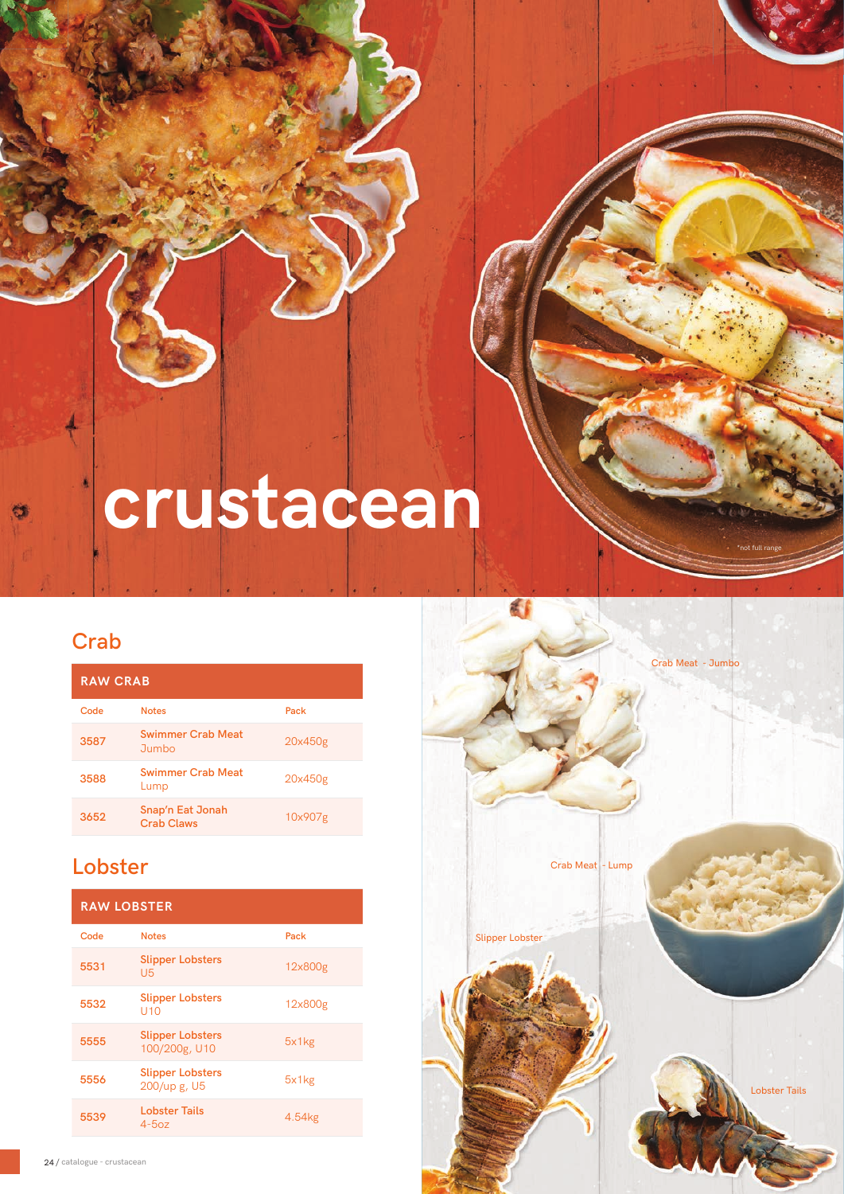# crustacean

*not full range

## Crab

| RAW CRAB | | |
|---|---|---|
| Code | Notes | Pack |
| 3587 | Swimmer Crab Meat Jumbo | 20x450g |
| 3588 | Swimmer Crab Meat Lump | 20x450g |
| 3652 | Snap'n Eat Jonah Crab Claws | 10x907g |

## Lobster

| RAW LOBSTER | | |
|---|---|---|
| Code | Notes | Pack |
| 5531 | Slipper Lobsters U5 | 12x800g |
| 5532 | Slipper Lobsters U10 | 12x800g |
| 5555 | Slipper Lobsters 100/200g, U10 | 5x1kg |
| 5556 | Slipper Lobsters 200/up g, U5 | 5x1kg |
| 5539 | Lobster Tails 4-5oz | 4.54kg |

Crab Meat - Jumbo

Crab Meat - Lump

Slipper Lobster

Lobster Tails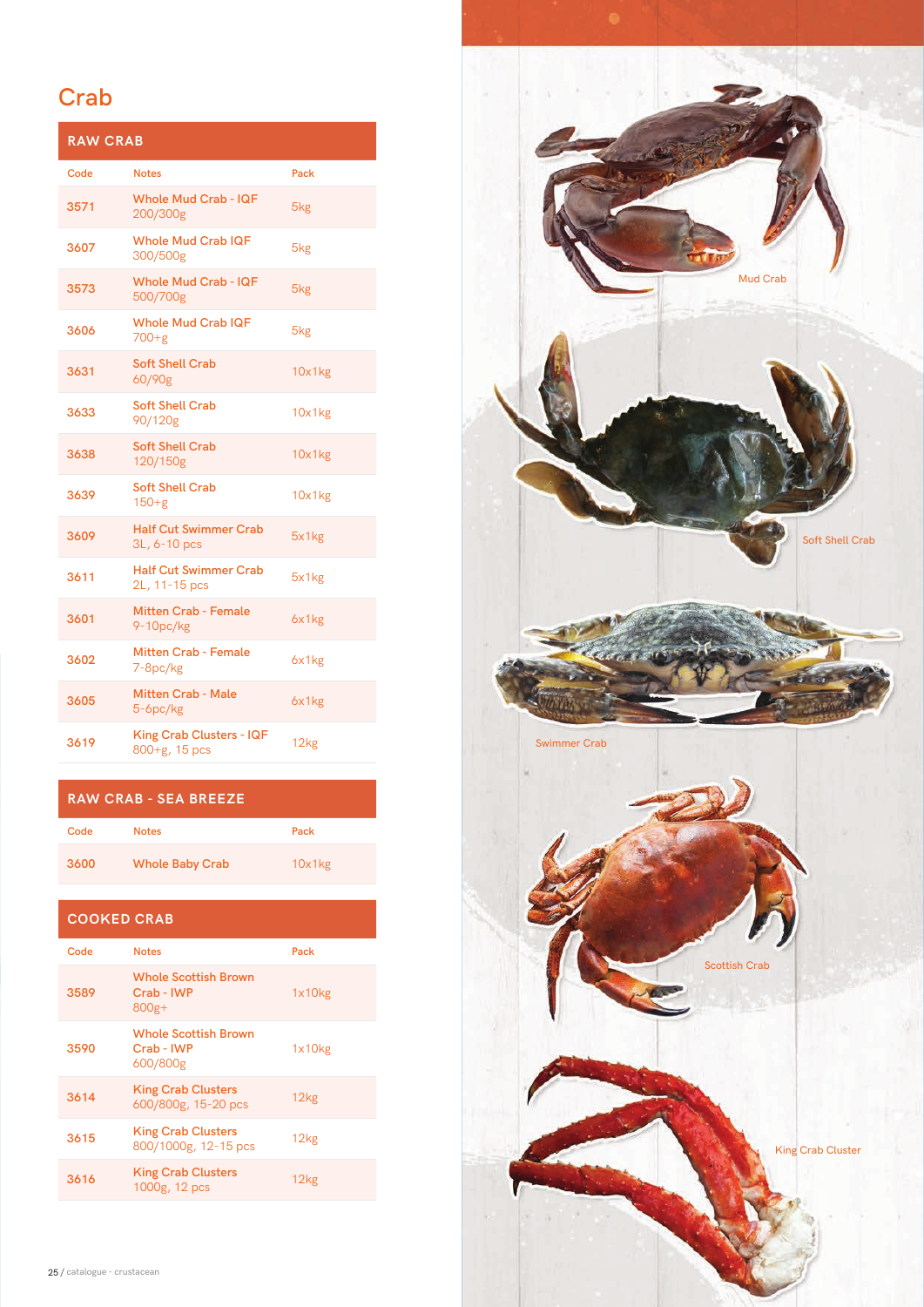# Crab

## RAW CRAB

| Code | Notes | Pack |
|---|---|---|
| 3571 | Whole Mud Crab - IQF 200/300g | 5kg |
| 3607 | Whole Mud Crab IQF 300/500g | 5kg |
| 3573 | Whole Mud Crab - IQF 500/700g | 5kg |
| 3606 | Whole Mud Crab IQF 700+g | 5kg |
| 3631 | Soft Shell Crab 60/90g | 10x1kg |
| 3633 | Soft Shell Crab 90/120g | 10x1kg |
| 3638 | Soft Shell Crab 120/150g | 10x1kg |
| 3639 | Soft Shell Crab 150+g | 10x1kg |
| 3609 | Half Cut Swimmer Crab 3L, 6-10 pcs | 5x1kg |
| 3611 | Half Cut Swimmer Crab 2L, 11-15 pcs | 5x1kg |
| 3601 | Mitten Crab - Female 9-10pc/kg | 6x1kg |
| 3602 | Mitten Crab - Female 7-8pc/kg | 6x1kg |
| 3605 | Mitten Crab - Male 5-6pc/kg | 6x1kg |
| 3619 | King Crab Clusters - IQF 800+g, 15 pcs | 12kg |

## RAW CRAB - SEA BREEZE

| Code | Notes | Pack |
|---|---|---|
| 3600 | Whole Baby Crab | 10x1kg |

## COOKED CRAB

| Code | Notes | Pack |
|---|---|---|
| 3589 | Whole Scottish Brown Crab - IWP 800g+ | 1x10kg |
| 3590 | Whole Scottish Brown Crab - IWP 600/800g | 1x10kg |
| 3614 | King Crab Clusters 600/800g, 15-20 pcs | 12kg |
| 3615 | King Crab Clusters 800/1000g, 12-15 pcs | 12kg |
| 3616 | King Crab Clusters 1000g, 12 pcs | 12kg |

Mud Crab

Soft Shell Crab

Swimmer Crab

Scottish Crab

King Crab Cluster